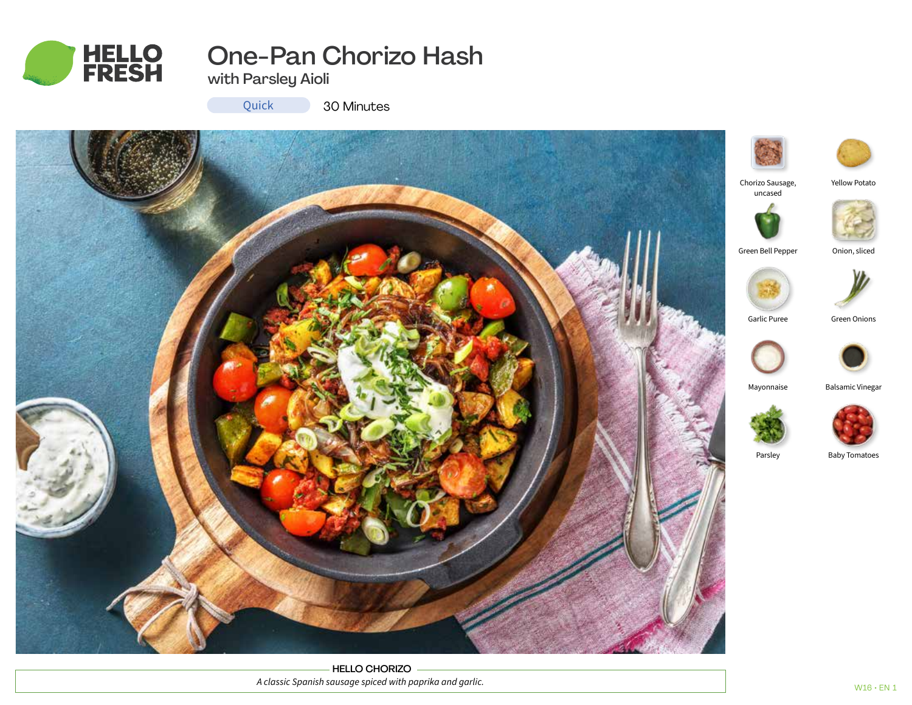# One-Pan Chorizo Hash

## with Parsley Aioli

Quick 30 Minutes

- Chorizo Sausage, uncased
- Yellow Potato
- Green Bell Pepper
- Onion, sliced
- Garlic Puree
- Green Onions
- Mayonnaise
- Balsamic Vinegar
- Parsley
- Baby Tomatoes

**HELLO CHORIZO**

*A classic Spanish sausage spiced with paprika and garlic.*

W16 • EN 1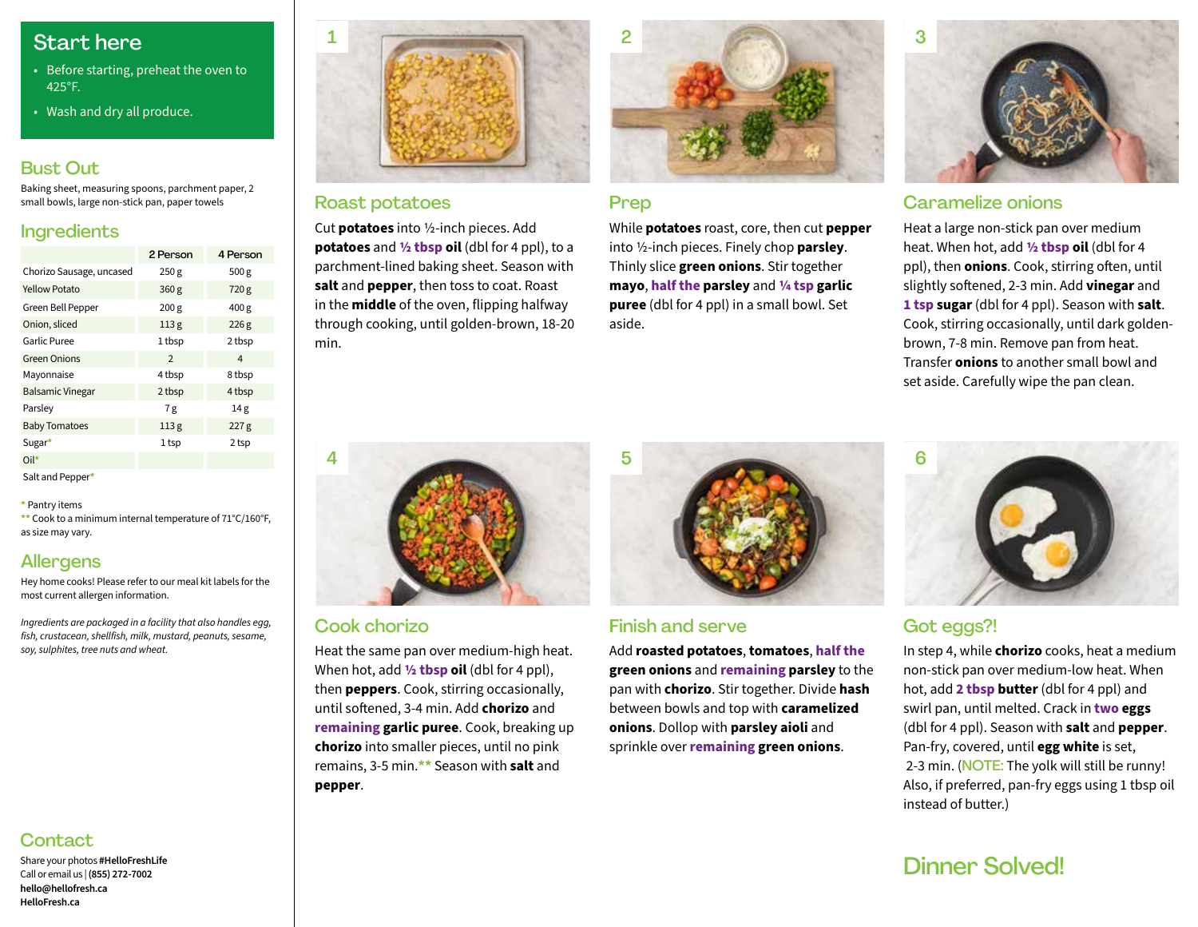## Start here

- Before starting, preheat the oven to 425°F.
- Wash and dry all produce.

## Bust Out

Baking sheet, measuring spoons, parchment paper, 2 small bowls, large non-stick pan, paper towels

## Ingredients

| | 2 Person | 4 Person |
|---|---|---|
| Chorizo Sausage, uncased | 250 g | 500 g |
| Yellow Potato | 360 g | 720 g |
| Green Bell Pepper | 200 g | 400 g |
| Onion, sliced | 113 g | 226 g |
| Garlic Puree | 1 tbsp | 2 tbsp |
| Green Onions | 2 | 4 |
| Mayonnaise | 4 tbsp | 8 tbsp |
| Balsamic Vinegar | 2 tbsp | 4 tbsp |
| Parsley | 7 g | 14 g |
| Baby Tomatoes | 113 g | 227 g |
| Sugar* | 1 tsp | 2 tsp |
| Oil* | | |
| Salt and Pepper* | | |

\* Pantry items
\*\* Cook to a minimum internal temperature of 71°C/160°F, as size may vary.

## Allergens

Hey home cooks! Please refer to our meal kit labels for the most current allergen information.

*Ingredients are packaged in a facility that also handles egg, fish, crustacean, shellfish, milk, mustard, peanuts, sesame, soy, sulphites, tree nuts and wheat.*

## 1 Roast potatoes

Cut **potatoes** into ½-inch pieces. Add **potatoes** and **½ tbsp oil** (dbl for 4 ppl), to a parchment-lined baking sheet. Season with **salt** and **pepper**, then toss to coat. Roast in the **middle** of the oven, flipping halfway through cooking, until golden-brown, 18-20 min.

## 2 Prep

While **potatoes** roast, core, then cut **pepper** into ½-inch pieces. Finely chop **parsley**. Thinly slice **green onions**. Stir together **mayo**, **half the parsley** and **¼ tsp garlic puree** (dbl for 4 ppl) in a small bowl. Set aside.

## 3 Caramelize onions

Heat a large non-stick pan over medium heat. When hot, add **½ tbsp oil** (dbl for 4 ppl), then **onions**. Cook, stirring often, until slightly softened, 2-3 min. Add **vinegar** and **1 tsp sugar** (dbl for 4 ppl). Season with **salt**. Cook, stirring occasionally, until dark golden-brown, 7-8 min. Remove pan from heat. Transfer **onions** to another small bowl and set aside. Carefully wipe the pan clean.

## 4 Cook chorizo

Heat the same pan over medium-high heat. When hot, add **½ tbsp oil** (dbl for 4 ppl), then **peppers**. Cook, stirring occasionally, until softened, 3-4 min. Add **chorizo** and **remaining garlic puree**. Cook, breaking up **chorizo** into smaller pieces, until no pink remains, 3-5 min.\*\* Season with **salt** and **pepper**.

## 5 Finish and serve

Add **roasted potatoes**, **tomatoes**, **half the green onions** and **remaining parsley** to the pan with **chorizo**. Stir together. Divide **hash** between bowls and top with **caramelized onions**. Dollop with **parsley aioli** and sprinkle over **remaining green onions**.

## 6 Got eggs?!

In step 4, while **chorizo** cooks, heat a medium non-stick pan over medium-low heat. When hot, add **2 tbsp butter** (dbl for 4 ppl) and swirl pan, until melted. Crack in **two eggs** (dbl for 4 ppl). Season with **salt** and **pepper**. Pan-fry, covered, until **egg white** is set, 2-3 min. (NOTE: The yolk will still be runny! Also, if preferred, pan-fry eggs using 1 tbsp oil instead of butter.)

## Dinner Solved!

## Contact

Share your photos **#HelloFreshLife**
Call or email us | **(855) 272-7002**
**hello@hellofresh.ca**
**HelloFresh.ca**